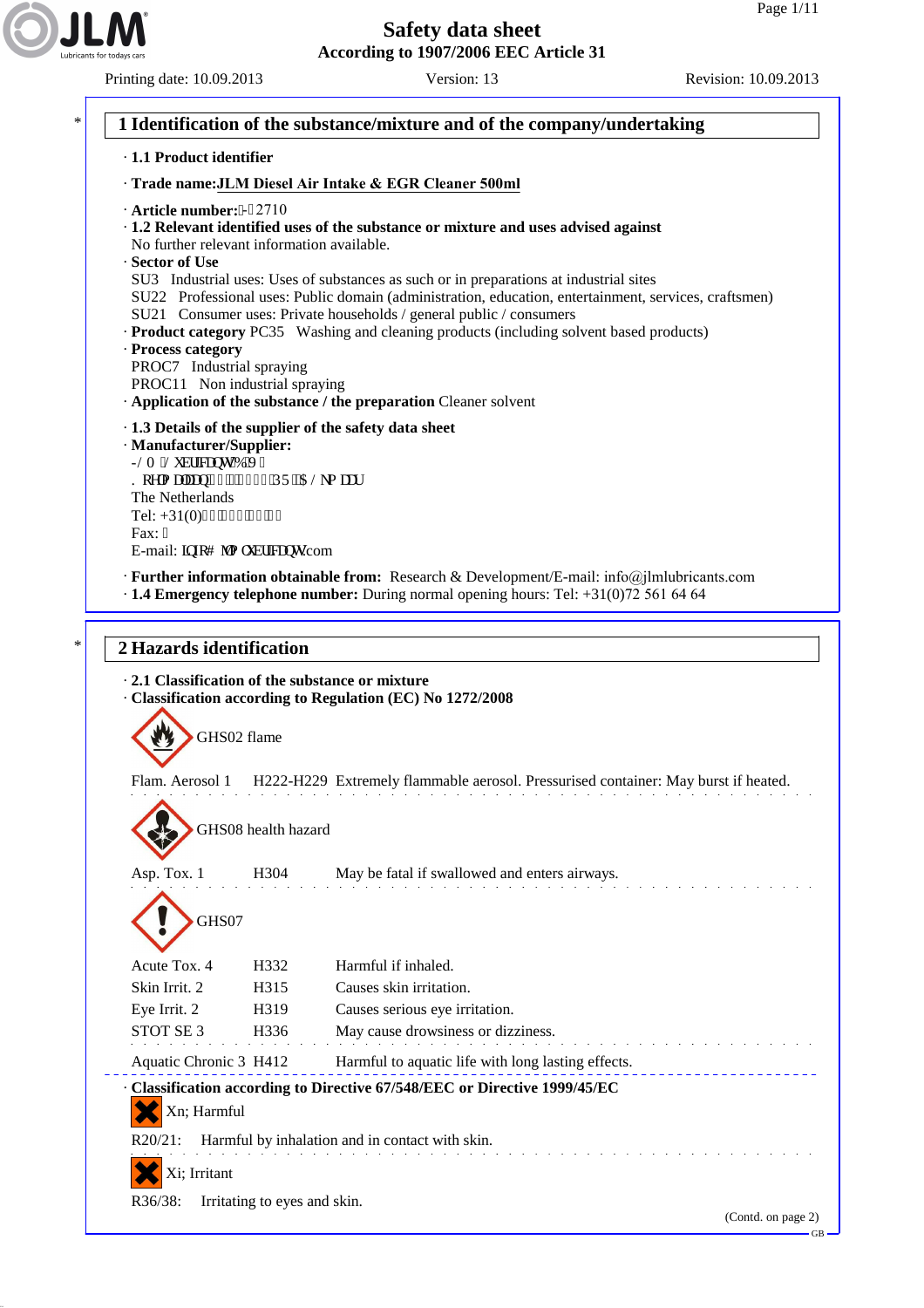# Safety data sheet

**According to 1907/2006 EEC Article 31**

Printing date: 10.09.2013 Version: 13 Revision: 10.09.2013

## 1 Identification of the substance/mixture and of the company/undertaking

· **1.1 Product identifier**

· **Trade name:JLM Diesel Air Intake & EGR Cleaner 500ml**

· **Article number:**J02710
· **1.2 Relevant identified uses of the substance or mixture and uses advised against**
No further relevant information available.
· **Sector of Use**
SU3 Industrial uses: Uses of substances as such or in preparations at industrial sites
SU22 Professional uses: Public domain (administration, education, entertainment, services, craftsmen)
SU21 Consumer uses: Private households / general public / consumers
· **Product category** PC35 Washing and cleaning products (including solvent based products)
· **Process category**
PROC7 Industrial spraying
PROC11 Non industrial spraying
· **Application of the substance / the preparation** Cleaner solvent

· **1.3 Details of the supplier of the safety data sheet**
· **Manufacturer/Supplier:**
JLM Lubricants BV
Koedijk, 1831 PR Alkmaar
The Netherlands
Tel: +31(0)
Fax:
E-mail: info@jlmlubricants.com

· **Further information obtainable from:** Research & Development/E-mail: info@jlmlubricants.com
· **1.4 Emergency telephone number:** During normal opening hours: Tel: +31(0)72 561 64 64

## 2 Hazards identification

· **2.1 Classification of the substance or mixture**
· **Classification according to Regulation (EC) No 1272/2008**

GHS02 flame

Flam. Aerosol 1 H222-H229 Extremely flammable aerosol. Pressurised container: May burst if heated.

GHS08 health hazard

Asp. Tox. 1 H304 May be fatal if swallowed and enters airways.

GHS07

| | | |
|---|---|---|
| Acute Tox. 4 | H332 | Harmful if inhaled. |
| Skin Irrit. 2 | H315 | Causes skin irritation. |
| Eye Irrit. 2 | H319 | Causes serious eye irritation. |
| STOT SE 3 | H336 | May cause drowsiness or dizziness. |

Aquatic Chronic 3 H412 Harmful to aquatic life with long lasting effects.

· **Classification according to Directive 67/548/EEC or Directive 1999/45/EC**

Xn; Harmful

R20/21: Harmful by inhalation and in contact with skin.

Xi; Irritant

R36/38: Irritating to eyes and skin.

(Contd. on page 2)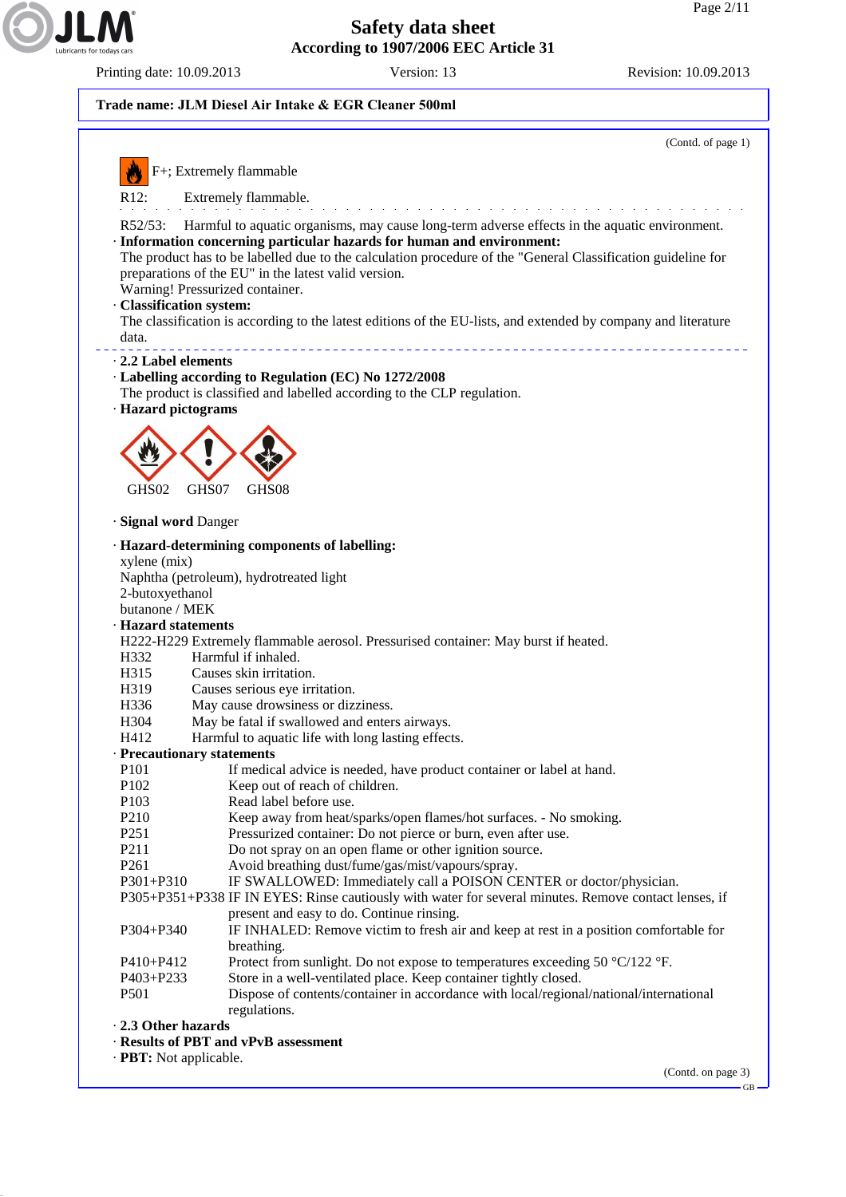**Trade name: JLM Diesel Air Intake & EGR Cleaner 500ml**

(Contd. of page 1)

F+; Extremely flammable

R12: Extremely flammable.

R52/53: Harmful to aquatic organisms, may cause long-term adverse effects in the aquatic environment.

· **Information concerning particular hazards for human and environment:**
The product has to be labelled due to the calculation procedure of the "General Classification guideline for preparations of the EU" in the latest valid version.
Warning! Pressurized container.

· **Classification system:**
The classification is according to the latest editions of the EU-lists, and extended by company and literature data.

· **2.2 Label elements**

· **Labelling according to Regulation (EC) No 1272/2008**
The product is classified and labelled according to the CLP regulation.

· **Hazard pictograms**

GHS02 GHS07 GHS08

· **Signal word** Danger

· **Hazard-determining components of labelling:**
xylene (mix)
Naphtha (petroleum), hydrotreated light
2-butoxyethanol
butanone / MEK

· **Hazard statements**

H222-H229 Extremely flammable aerosol. Pressurised container: May burst if heated.
H332 Harmful if inhaled.
H315 Causes skin irritation.
H319 Causes serious eye irritation.
H336 May cause drowsiness or dizziness.
H304 May be fatal if swallowed and enters airways.
H412 Harmful to aquatic life with long lasting effects.

· **Precautionary statements**

P101 If medical advice is needed, have product container or label at hand.
P102 Keep out of reach of children.
P103 Read label before use.
P210 Keep away from heat/sparks/open flames/hot surfaces. - No smoking.
P251 Pressurized container: Do not pierce or burn, even after use.
P211 Do not spray on an open flame or other ignition source.
P261 Avoid breathing dust/fume/gas/mist/vapours/spray.
P301+P310 IF SWALLOWED: Immediately call a POISON CENTER or doctor/physician.
P305+P351+P338 IF IN EYES: Rinse cautiously with water for several minutes. Remove contact lenses, if present and easy to do. Continue rinsing.
P304+P340 IF INHALED: Remove victim to fresh air and keep at rest in a position comfortable for breathing.
P410+P412 Protect from sunlight. Do not expose to temperatures exceeding 50 °C/122 °F.
P403+P233 Store in a well-ventilated place. Keep container tightly closed.
P501 Dispose of contents/container in accordance with local/regional/national/international regulations.

· **2.3 Other hazards**

· **Results of PBT and vPvB assessment**

· **PBT:** Not applicable.

(Contd. on page 3)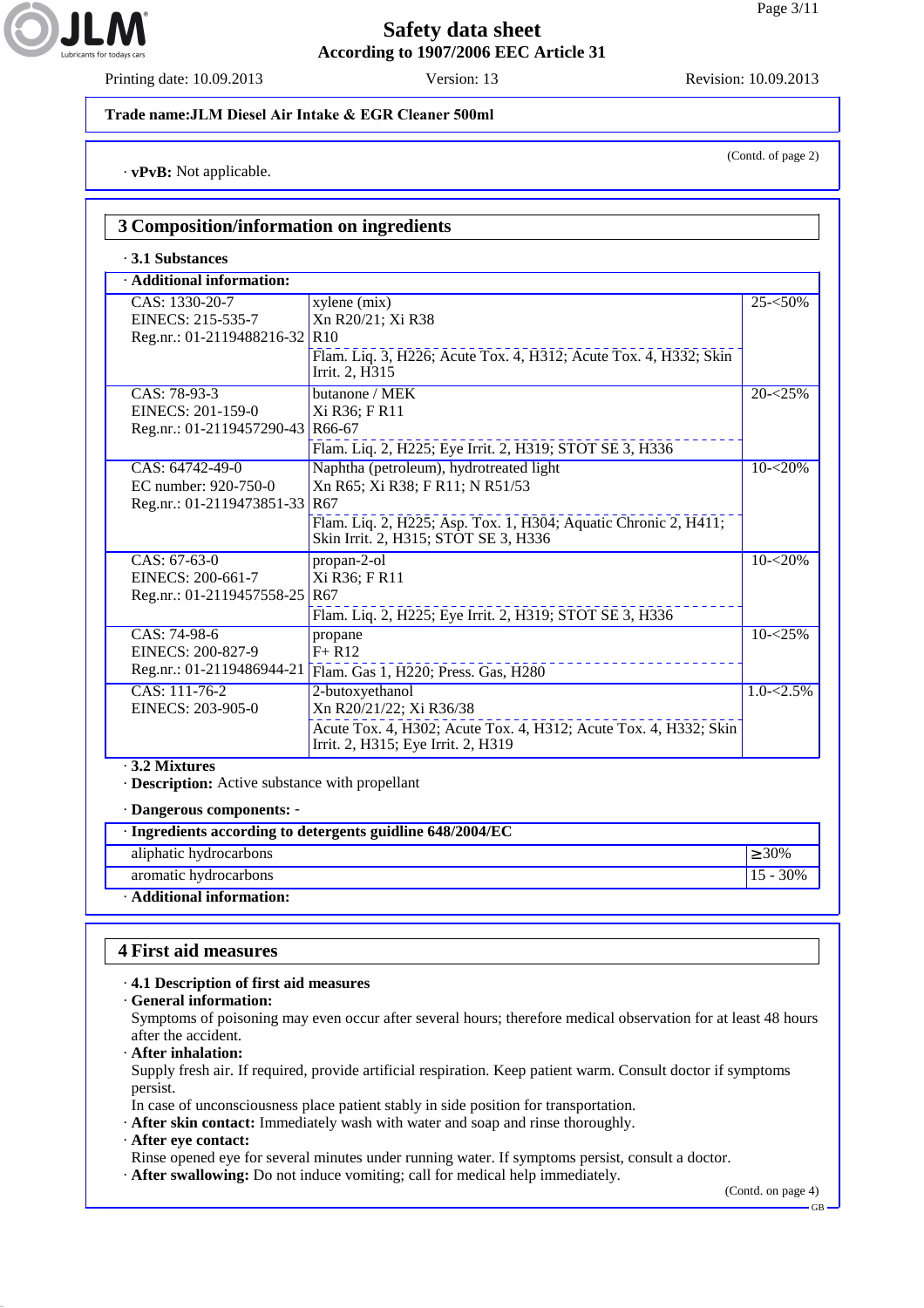Trade name: JLM Diesel Air Intake & EGR Cleaner 500ml

(Contd. of page 2)

· **vPvB:** Not applicable.

## 3 Composition/information on ingredients

· **3.1 Substances**

· **Additional information:**

| Identifiers | Substance / Classification | Concentration |
|---|---|---|
| CAS: 1330-20-7<br>EINECS: 215-535-7<br>Reg.nr.: 01-2119488216-32 | xylene (mix)<br>Xn R20/21; Xi R38<br>R10<br>Flam. Liq. 3, H226; Acute Tox. 4, H312; Acute Tox. 4, H332; Skin Irrit. 2, H315 | 25-<50% |
| CAS: 78-93-3<br>EINECS: 201-159-0<br>Reg.nr.: 01-2119457290-43 | butanone / MEK<br>Xi R36; F R11<br>R66-67<br>Flam. Liq. 2, H225; Eye Irrit. 2, H319; STOT SE 3, H336 | 20-<25% |
| CAS: 64742-49-0<br>EC number: 920-750-0<br>Reg.nr.: 01-2119473851-33 | Naphtha (petroleum), hydrotreated light<br>Xn R65; Xi R38; F R11; N R51/53<br>R67<br>Flam. Liq. 2, H225; Asp. Tox. 1, H304; Aquatic Chronic 2, H411; Skin Irrit. 2, H315; STOT SE 3, H336 | 10-<20% |
| CAS: 67-63-0<br>EINECS: 200-661-7<br>Reg.nr.: 01-2119457558-25 | propan-2-ol<br>Xi R36; F R11<br>R67<br>Flam. Liq. 2, H225; Eye Irrit. 2, H319; STOT SE 3, H336 | 10-<20% |
| CAS: 74-98-6<br>EINECS: 200-827-9<br>Reg.nr.: 01-2119486944-21 | propane<br>F+ R12<br>Flam. Gas 1, H220; Press. Gas, H280 | 10-<25% |
| CAS: 111-76-2<br>EINECS: 203-905-0 | 2-butoxyethanol<br>Xn R20/21/22; Xi R36/38<br>Acute Tox. 4, H302; Acute Tox. 4, H312; Acute Tox. 4, H332; Skin Irrit. 2, H315; Eye Irrit. 2, H319 | 1.0-<2.5% |

· **3.2 Mixtures**

· **Description:** Active substance with propellant

· **Dangerous components:** -

| · Ingredients according to detergents guidline 648/2004/EC | |
|---|---|
| aliphatic hydrocarbons | ≥30% |
| aromatic hydrocarbons | 15 - 30% |

· **Additional information:**

## 4 First aid measures

· **4.1 Description of first aid measures**

· **General information:**

Symptoms of poisoning may even occur after several hours; therefore medical observation for at least 48 hours after the accident.

· **After inhalation:**

Supply fresh air. If required, provide artificial respiration. Keep patient warm. Consult doctor if symptoms persist.

In case of unconsciousness place patient stably in side position for transportation.

· **After skin contact:** Immediately wash with water and soap and rinse thoroughly.

· **After eye contact:**

Rinse opened eye for several minutes under running water. If symptoms persist, consult a doctor.

· **After swallowing:** Do not induce vomiting; call for medical help immediately.

(Contd. on page 4)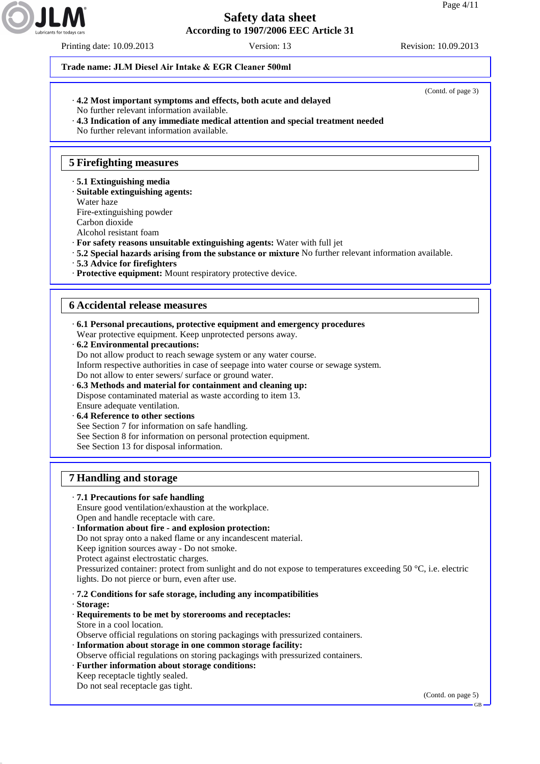Trade name: **JLM Diesel Air Intake & EGR Cleaner 500ml**

(Contd. of page 3)

· **4.2 Most important symptoms and effects, both acute and delayed**
No further relevant information available.
· **4.3 Indication of any immediate medical attention and special treatment needed**
No further relevant information available.

## 5 Firefighting measures

· **5.1 Extinguishing media**
· **Suitable extinguishing agents:**
Water haze
Fire-extinguishing powder
Carbon dioxide
Alcohol resistant foam
· **For safety reasons unsuitable extinguishing agents:** Water with full jet
· **5.2 Special hazards arising from the substance or mixture** No further relevant information available.
· **5.3 Advice for firefighters**
· **Protective equipment:** Mount respiratory protective device.

## 6 Accidental release measures

· **6.1 Personal precautions, protective equipment and emergency procedures**
Wear protective equipment. Keep unprotected persons away.
· **6.2 Environmental precautions:**
Do not allow product to reach sewage system or any water course.
Inform respective authorities in case of seepage into water course or sewage system.
Do not allow to enter sewers/ surface or ground water.
· **6.3 Methods and material for containment and cleaning up:**
Dispose contaminated material as waste according to item 13.
Ensure adequate ventilation.
· **6.4 Reference to other sections**
See Section 7 for information on safe handling.
See Section 8 for information on personal protection equipment.
See Section 13 for disposal information.

## 7 Handling and storage

· **7.1 Precautions for safe handling**
Ensure good ventilation/exhaustion at the workplace.
Open and handle receptacle with care.
· **Information about fire - and explosion protection:**
Do not spray onto a naked flame or any incandescent material.
Keep ignition sources away - Do not smoke.
Protect against electrostatic charges.
Pressurized container: protect from sunlight and do not expose to temperatures exceeding 50 °C, i.e. electric lights. Do not pierce or burn, even after use.

· **7.2 Conditions for safe storage, including any incompatibilities**
· **Storage:**
· **Requirements to be met by storerooms and receptacles:**
Store in a cool location.
Observe official regulations on storing packagings with pressurized containers.
· **Information about storage in one common storage facility:**
Observe official regulations on storing packagings with pressurized containers.
· **Further information about storage conditions:**
Keep receptacle tightly sealed.
Do not seal receptacle gas tight.

(Contd. on page 5)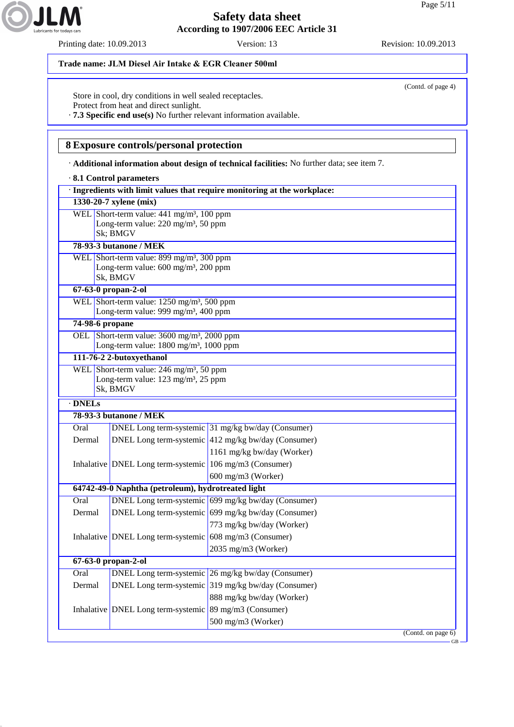Safety data sheet
According to 1907/2006 EEC Article 31

Printing date: 10.09.2013 | Version: 13 | Revision: 10.09.2013

**Trade name: JLM Diesel Air Intake & EGR Cleaner 500ml**

(Contd. of page 4)

Store in cool, dry conditions in well sealed receptacles.
Protect from heat and direct sunlight.

· **7.3 Specific end use(s)** No further relevant information available.

## 8 Exposure controls/personal protection

· **Additional information about design of technical facilities:** No further data; see item 7.

· **8.1 Control parameters**

| · **Ingredients with limit values that require monitoring at the workplace:** | |
|---|---|
| **1330-20-7 xylene (mix)** | |
| WEL | Short-term value: 441 mg/m³, 100 ppm<br>Long-term value: 220 mg/m³, 50 ppm<br>Sk; BMGV |
| **78-93-3 butanone / MEK** | |
| WEL | Short-term value: 899 mg/m³, 300 ppm<br>Long-term value: 600 mg/m³, 200 ppm<br>Sk, BMGV |
| **67-63-0 propan-2-ol** | |
| WEL | Short-term value: 1250 mg/m³, 500 ppm<br>Long-term value: 999 mg/m³, 400 ppm |
| **74-98-6 propane** | |
| OEL | Short-term value: 3600 mg/m³, 2000 ppm<br>Long-term value: 1800 mg/m³, 1000 ppm |
| **111-76-2 2-butoxyethanol** | |
| WEL | Short-term value: 246 mg/m³, 50 ppm<br>Long-term value: 123 mg/m³, 25 ppm<br>Sk, BMGV |

| · **DNELs** | | |
|---|---|---|
| **78-93-3 butanone / MEK** | | |
| Oral | DNEL Long term-systemic | 31 mg/kg bw/day (Consumer) |
| Dermal | DNEL Long term-systemic | 412 mg/kg bw/day (Consumer) |
| | | 1161 mg/kg bw/day (Worker) |
| Inhalative | DNEL Long term-systemic | 106 mg/m3 (Consumer) |
| | | 600 mg/m3 (Worker) |
| **64742-49-0 Naphtha (petroleum), hydrotreated light** | | |
| Oral | DNEL Long term-systemic | 699 mg/kg bw/day (Consumer) |
| Dermal | DNEL Long term-systemic | 699 mg/kg bw/day (Consumer) |
| | | 773 mg/kg bw/day (Worker) |
| Inhalative | DNEL Long term-systemic | 608 mg/m3 (Consumer) |
| | | 2035 mg/m3 (Worker) |
| **67-63-0 propan-2-ol** | | |
| Oral | DNEL Long term-systemic | 26 mg/kg bw/day (Consumer) |
| Dermal | DNEL Long term-systemic | 319 mg/kg bw/day (Consumer) |
| | | 888 mg/kg bw/day (Worker) |
| Inhalative | DNEL Long term-systemic | 89 mg/m3 (Consumer) |
| | | 500 mg/m3 (Worker) |

(Contd. on page 6)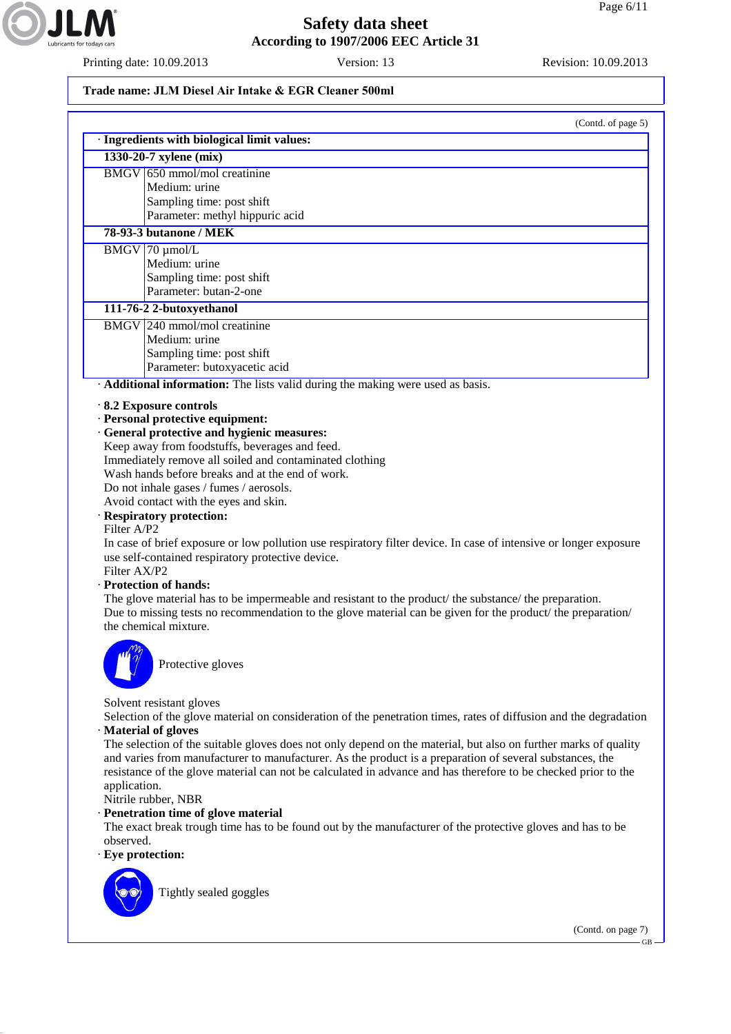**Trade name: JLM Diesel Air Intake & EGR Cleaner 500ml**

(Contd. of page 5)

· **Ingredients with biological limit values:**

| | |
|---|---|
| **1330-20-7 xylene (mix)** | |
| BMGV | 650 mmol/mol creatinine<br>Medium: urine<br>Sampling time: post shift<br>Parameter: methyl hippuric acid |
| **78-93-3 butanone / MEK** | |
| BMGV | 70 µmol/L<br>Medium: urine<br>Sampling time: post shift<br>Parameter: butan-2-one |
| **111-76-2 2-butoxyethanol** | |
| BMGV | 240 mmol/mol creatinine<br>Medium: urine<br>Sampling time: post shift<br>Parameter: butoxyacetic acid |

· **Additional information:** The lists valid during the making were used as basis.

· **8.2 Exposure controls**
· **Personal protective equipment:**
· **General protective and hygienic measures:**
Keep away from foodstuffs, beverages and feed.
Immediately remove all soiled and contaminated clothing
Wash hands before breaks and at the end of work.
Do not inhale gases / fumes / aerosols.
Avoid contact with the eyes and skin.
· **Respiratory protection:**
Filter A/P2
In case of brief exposure or low pollution use respiratory filter device. In case of intensive or longer exposure use self-contained respiratory protective device.
Filter AX/P2
· **Protection of hands:**
The glove material has to be impermeable and resistant to the product/ the substance/ the preparation.
Due to missing tests no recommendation to the glove material can be given for the product/ the preparation/ the chemical mixture.

Protective gloves

Solvent resistant gloves
Selection of the glove material on consideration of the penetration times, rates of diffusion and the degradation
· **Material of gloves**
The selection of the suitable gloves does not only depend on the material, but also on further marks of quality and varies from manufacturer to manufacturer. As the product is a preparation of several substances, the resistance of the glove material can not be calculated in advance and has therefore to be checked prior to the application.
Nitrile rubber, NBR
· **Penetration time of glove material**
The exact break trough time has to be found out by the manufacturer of the protective gloves and has to be observed.
· **Eye protection:**

Tightly sealed goggles

(Contd. on page 7)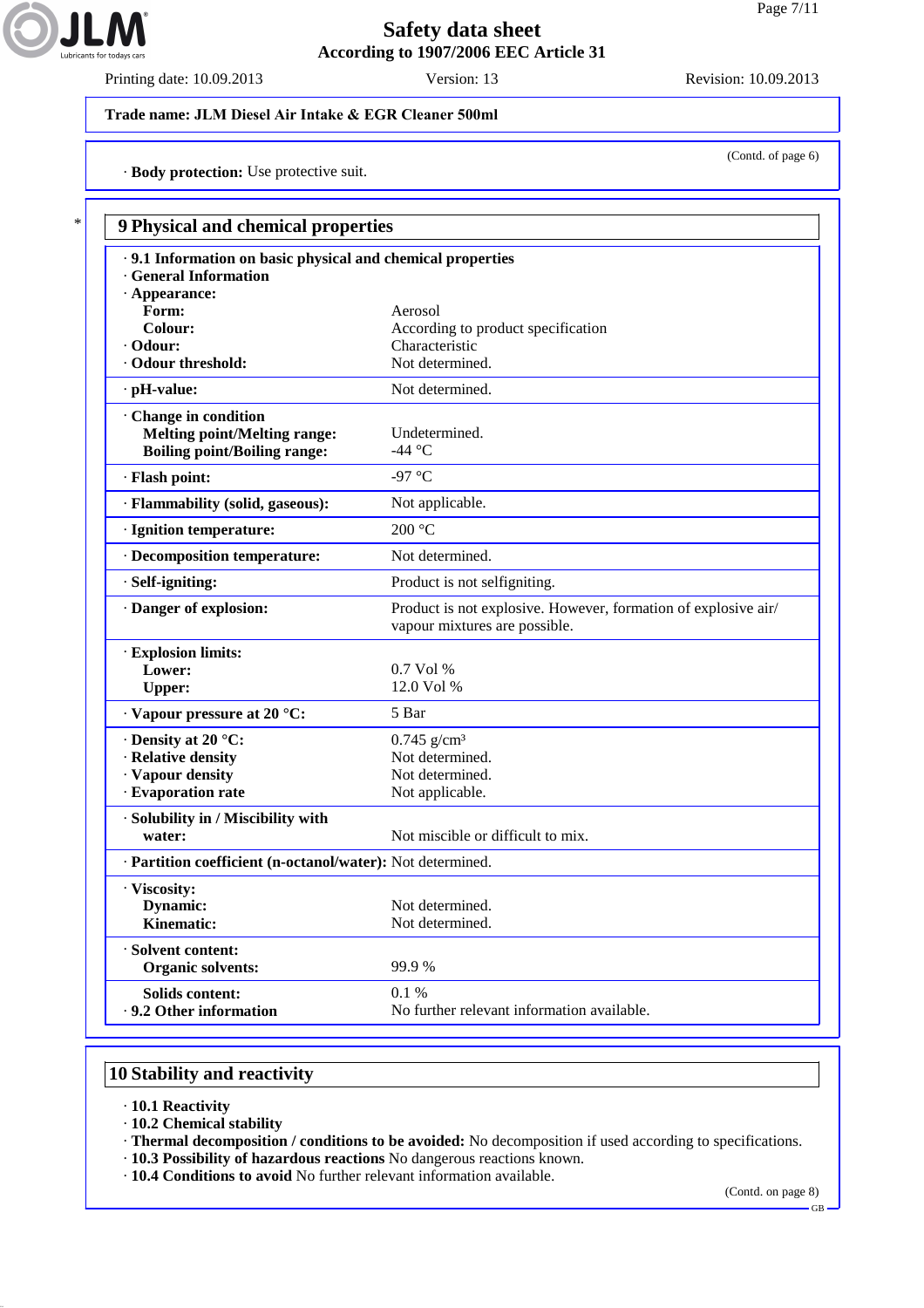**Trade name: JLM Diesel Air Intake & EGR Cleaner 500ml**

(Contd. of page 6)

· **Body protection:** Use protective suit.

## 9 Physical and chemical properties

| | |
|---|---|
| · **9.1 Information on basic physical and chemical properties** | |
| · **General Information** | |
| · **Appearance:** | |
| **Form:** | Aerosol |
| **Colour:** | According to product specification |
| · **Odour:** | Characteristic |
| · **Odour threshold:** | Not determined. |
| · **pH-value:** | Not determined. |
| · **Change in condition** | |
| **Melting point/Melting range:** | Undetermined. |
| **Boiling point/Boiling range:** | -44 °C |
| · **Flash point:** | -97 °C |
| · **Flammability (solid, gaseous):** | Not applicable. |
| · **Ignition temperature:** | 200 °C |
| · **Decomposition temperature:** | Not determined. |
| · **Self-igniting:** | Product is not selfigniting. |
| · **Danger of explosion:** | Product is not explosive. However, formation of explosive air/ vapour mixtures are possible. |
| · **Explosion limits:** | |
| **Lower:** | 0.7 Vol % |
| **Upper:** | 12.0 Vol % |
| · **Vapour pressure at 20 °C:** | 5 Bar |
| · **Density at 20 °C:** | 0.745 g/cm³ |
| · **Relative density** | Not determined. |
| · **Vapour density** | Not determined. |
| · **Evaporation rate** | Not applicable. |
| · **Solubility in / Miscibility with water:** | Not miscible or difficult to mix. |
| · **Partition coefficient (n-octanol/water):** | Not determined. |
| · **Viscosity:** | |
| **Dynamic:** | Not determined. |
| **Kinematic:** | Not determined. |
| · **Solvent content:** | |
| **Organic solvents:** | 99.9 % |
| **Solids content:** | 0.1 % |
| · **9.2 Other information** | No further relevant information available. |

## 10 Stability and reactivity

· **10.1 Reactivity**
· **10.2 Chemical stability**
· **Thermal decomposition / conditions to be avoided:** No decomposition if used according to specifications.
· **10.3 Possibility of hazardous reactions** No dangerous reactions known.
· **10.4 Conditions to avoid** No further relevant information available.

(Contd. on page 8)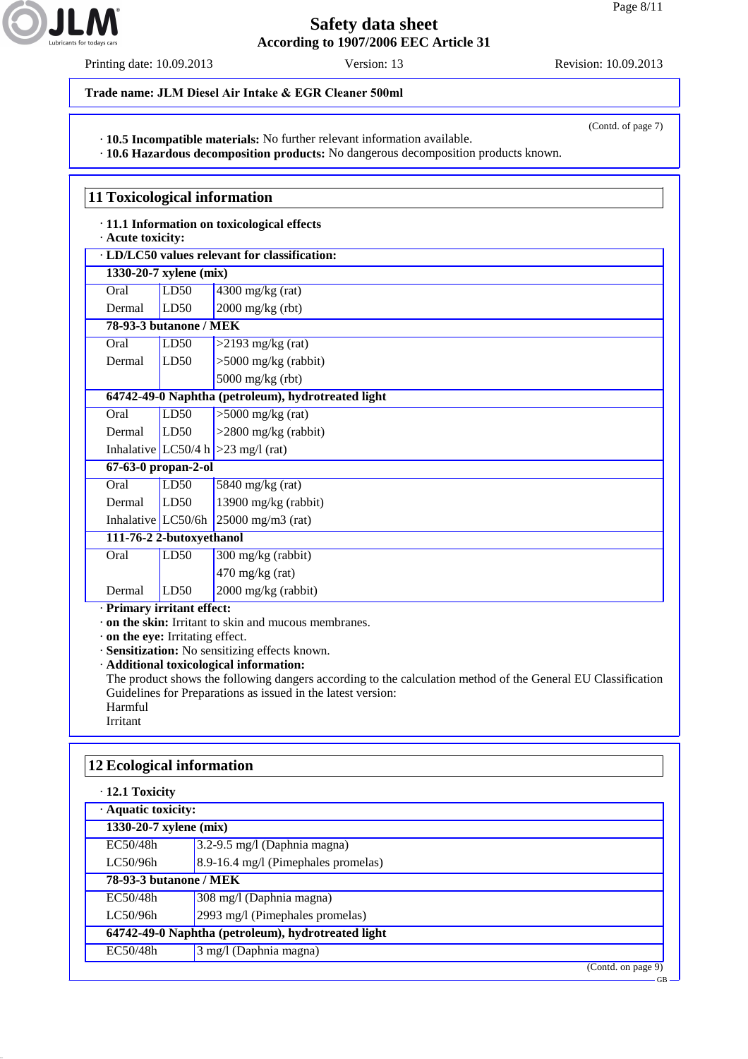**Trade name: JLM Diesel Air Intake & EGR Cleaner 500ml**

(Contd. of page 7)

· **10.5 Incompatible materials:** No further relevant information available.
· **10.6 Hazardous decomposition products:** No dangerous decomposition products known.

## 11 Toxicological information

· **11.1 Information on toxicological effects**
· **Acute toxicity:**

| · LD/LC50 values relevant for classification: | | |
|---|---|---|
| **1330-20-7 xylene (mix)** | | |
| Oral | LD50 | 4300 mg/kg (rat) |
| Dermal | LD50 | 2000 mg/kg (rbt) |
| **78-93-3 butanone / MEK** | | |
| Oral | LD50 | >2193 mg/kg (rat) |
| Dermal | LD50 | >5000 mg/kg (rabbit) |
| | | 5000 mg/kg (rbt) |
| **64742-49-0 Naphtha (petroleum), hydrotreated light** | | |
| Oral | LD50 | >5000 mg/kg (rat) |
| Dermal | LD50 | >2800 mg/kg (rabbit) |
| Inhalative | LC50/4 h | >23 mg/l (rat) |
| **67-63-0 propan-2-ol** | | |
| Oral | LD50 | 5840 mg/kg (rat) |
| Dermal | LD50 | 13900 mg/kg (rabbit) |
| Inhalative | LC50/6h | 25000 mg/m3 (rat) |
| **111-76-2 2-butoxyethanol** | | |
| Oral | LD50 | 300 mg/kg (rabbit) |
| | | 470 mg/kg (rat) |
| Dermal | LD50 | 2000 mg/kg (rabbit) |

· **Primary irritant effect:**
· **on the skin:** Irritant to skin and mucous membranes.
· **on the eye:** Irritating effect.
· **Sensitization:** No sensitizing effects known.
· **Additional toxicological information:**
The product shows the following dangers according to the calculation method of the General EU Classification Guidelines for Preparations as issued in the latest version:
Harmful
Irritant

## 12 Ecological information

· **12.1 Toxicity**

| · Aquatic toxicity: | |
|---|---|
| **1330-20-7 xylene (mix)** | |
| EC50/48h | 3.2-9.5 mg/l (Daphnia magna) |
| LC50/96h | 8.9-16.4 mg/l (Pimephales promelas) |
| **78-93-3 butanone / MEK** | |
| EC50/48h | 308 mg/l (Daphnia magna) |
| LC50/96h | 2993 mg/l (Pimephales promelas) |
| **64742-49-0 Naphtha (petroleum), hydrotreated light** | |
| EC50/48h | 3 mg/l (Daphnia magna) |

(Contd. on page 9)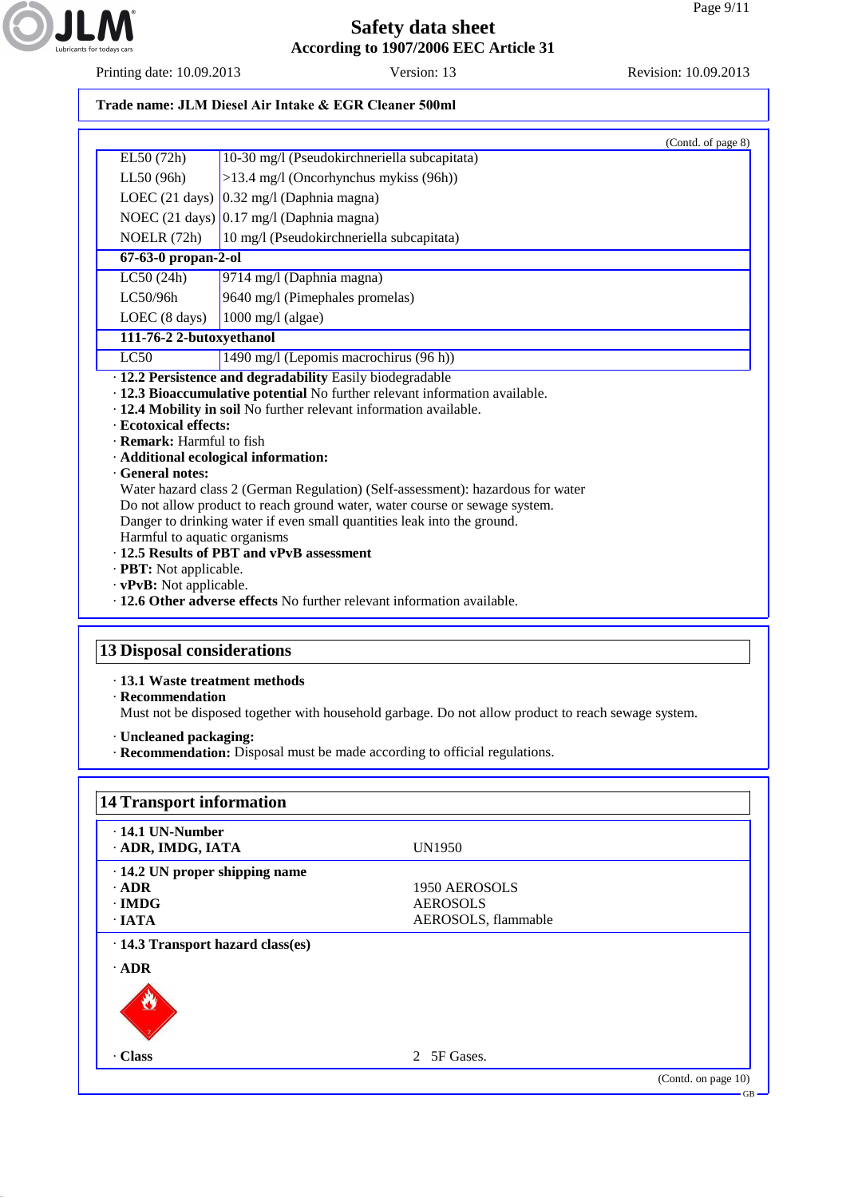**Trade name: JLM Diesel Air Intake & EGR Cleaner 500ml**

(Contd. of page 8)

| | |
|---|---|
| EL50 (72h) | 10-30 mg/l (Pseudokirchneriella subcapitata) |
| LL50 (96h) | >13.4 mg/l (Oncorhynchus mykiss (96h)) |
| LOEC (21 days) | 0.32 mg/l (Daphnia magna) |
| NOEC (21 days) | 0.17 mg/l (Daphnia magna) |
| NOELR (72h) | 10 mg/l (Pseudokirchneriella subcapitata) |
| **67-63-0 propan-2-ol** | |
| LC50 (24h) | 9714 mg/l (Daphnia magna) |
| LC50/96h | 9640 mg/l (Pimephales promelas) |
| LOEC (8 days) | 1000 mg/l (algae) |
| **111-76-2 2-butoxyethanol** | |
| LC50 | 1490 mg/l (Lepomis macrochirus (96 h)) |

· **12.2 Persistence and degradability** Easily biodegradable
· **12.3 Bioaccumulative potential** No further relevant information available.
· **12.4 Mobility in soil** No further relevant information available.
· **Ecotoxical effects:**
· **Remark:** Harmful to fish
· **Additional ecological information:**
· **General notes:**
Water hazard class 2 (German Regulation) (Self-assessment): hazardous for water
Do not allow product to reach ground water, water course or sewage system.
Danger to drinking water if even small quantities leak into the ground.
Harmful to aquatic organisms
· **12.5 Results of PBT and vPvB assessment**
· **PBT:** Not applicable.
· **vPvB:** Not applicable.
· **12.6 Other adverse effects** No further relevant information available.

## 13 Disposal considerations

· **13.1 Waste treatment methods**
· **Recommendation**
Must not be disposed together with household garbage. Do not allow product to reach sewage system.

· **Uncleaned packaging:**
· **Recommendation:** Disposal must be made according to official regulations.

## 14 Transport information

| | |
|---|---|
| · **14.1 UN-Number** | |
| · **ADR, IMDG, IATA** | UN1950 |
| · **14.2 UN proper shipping name** | |
| · **ADR** | 1950 AEROSOLS |
| · **IMDG** | AEROSOLS |
| · **IATA** | AEROSOLS, flammable |
| · **14.3 Transport hazard class(es)** | |
| · **ADR** | |
| · **Class** | 2 5F Gases. |

(Contd. on page 10)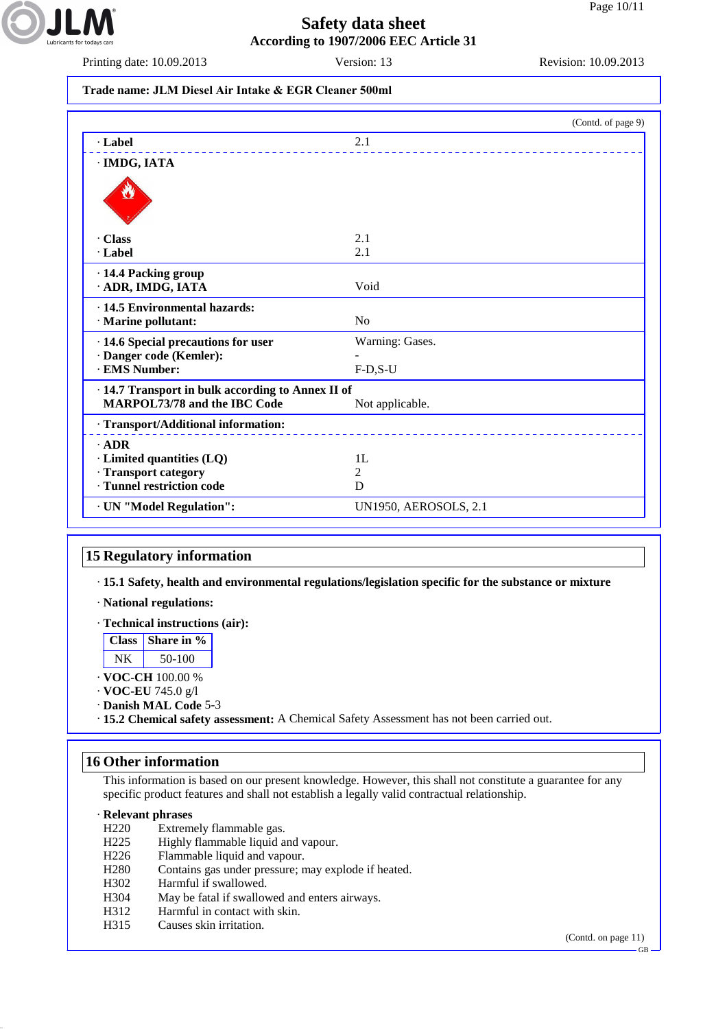Safety data sheet
According to 1907/2006 EEC Article 31

Printing date: 10.09.2013 Version: 13 Revision: 10.09.2013

**Trade name: JLM Diesel Air Intake & EGR Cleaner 500ml**

(Contd. of page 9)

| | |
|---|---|
| · **Label** | 2.1 |
| · **IMDG, IATA** | |
| · **Class** | 2.1 |
| · **Label** | 2.1 |
| · **14.4 Packing group** · **ADR, IMDG, IATA** | Void |
| · **14.5 Environmental hazards:** · **Marine pollutant:** | No |
| · **14.6 Special precautions for user** | Warning: Gases. |
| · **Danger code (Kemler):** | - |
| · **EMS Number:** | F-D,S-U |
| · **14.7 Transport in bulk according to Annex II of MARPOL73/78 and the IBC Code** | Not applicable. |
| · **Transport/Additional information:** | |
| · **ADR** | |
| · **Limited quantities (LQ)** | 1L |
| · **Transport category** | 2 |
| · **Tunnel restriction code** | D |
| · **UN "Model Regulation":** | UN1950, AEROSOLS, 2.1 |

## 15 Regulatory information

· **15.1 Safety, health and environmental regulations/legislation specific for the substance or mixture**

· **National regulations:**

· **Technical instructions (air):**

| Class | Share in % |
|---|---|
| NK | 50-100 |

· **VOC-CH** 100.00 %
· **VOC-EU** 745.0 g/l
· **Danish MAL Code** 5-3
· **15.2 Chemical safety assessment:** A Chemical Safety Assessment has not been carried out.

## 16 Other information

This information is based on our present knowledge. However, this shall not constitute a guarantee for any specific product features and shall not establish a legally valid contractual relationship.

· **Relevant phrases**
H220 Extremely flammable gas.
H225 Highly flammable liquid and vapour.
H226 Flammable liquid and vapour.
H280 Contains gas under pressure; may explode if heated.
H302 Harmful if swallowed.
H304 May be fatal if swallowed and enters airways.
H312 Harmful in contact with skin.
H315 Causes skin irritation.

(Contd. on page 11)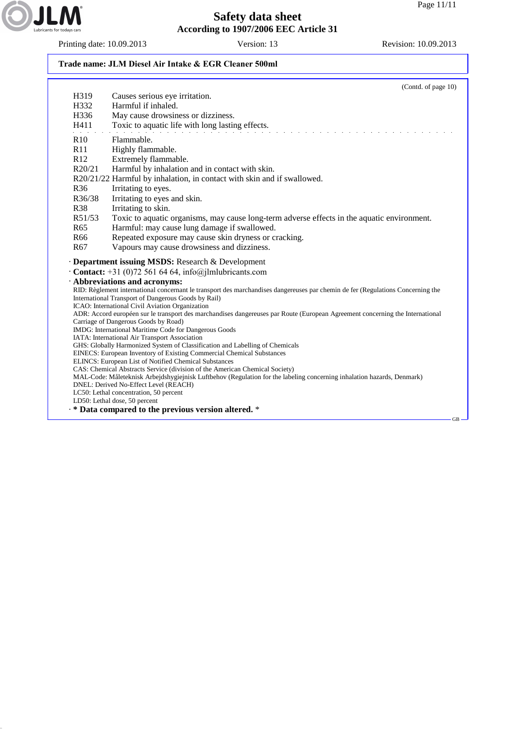**Trade name: JLM Diesel Air Intake & EGR Cleaner 500ml**

(Contd. of page 10)

| | |
|---|---|
| H319 | Causes serious eye irritation. |
| H332 | Harmful if inhaled. |
| H336 | May cause drowsiness or dizziness. |
| H411 | Toxic to aquatic life with long lasting effects. |

| | |
|---|---|
| R10 | Flammable. |
| R11 | Highly flammable. |
| R12 | Extremely flammable. |
| R20/21 | Harmful by inhalation and in contact with skin. |
| R20/21/22 | Harmful by inhalation, in contact with skin and if swallowed. |
| R36 | Irritating to eyes. |
| R36/38 | Irritating to eyes and skin. |
| R38 | Irritating to skin. |
| R51/53 | Toxic to aquatic organisms, may cause long-term adverse effects in the aquatic environment. |
| R65 | Harmful: may cause lung damage if swallowed. |
| R66 | Repeated exposure may cause skin dryness or cracking. |
| R67 | Vapours may cause drowsiness and dizziness. |

· **Department issuing MSDS:** Research & Development

· **Contact:** +31 (0)72 561 64 64, info@jlmlubricants.com

· **Abbreviations and acronyms:**

RID: Règlement international concernant le transport des marchandises dangereuses par chemin de fer (Regulations Concerning the International Transport of Dangerous Goods by Rail)
ICAO: International Civil Aviation Organization
ADR: Accord européen sur le transport des marchandises dangereuses par Route (European Agreement concerning the International Carriage of Dangerous Goods by Road)
IMDG: International Maritime Code for Dangerous Goods
IATA: International Air Transport Association
GHS: Globally Harmonized System of Classification and Labelling of Chemicals
EINECS: European Inventory of Existing Commercial Chemical Substances
ELINCS: European List of Notified Chemical Substances
CAS: Chemical Abstracts Service (division of the American Chemical Society)
MAL-Code: Måleteknisk Arbejdshygiejnisk Luftbehov (Regulation for the labeling concerning inhalation hazards, Denmark)
DNEL: Derived No-Effect Level (REACH)
LC50: Lethal concentration, 50 percent
LD50: Lethal dose, 50 percent

· **\* Data compared to the previous version altered.** *

GB